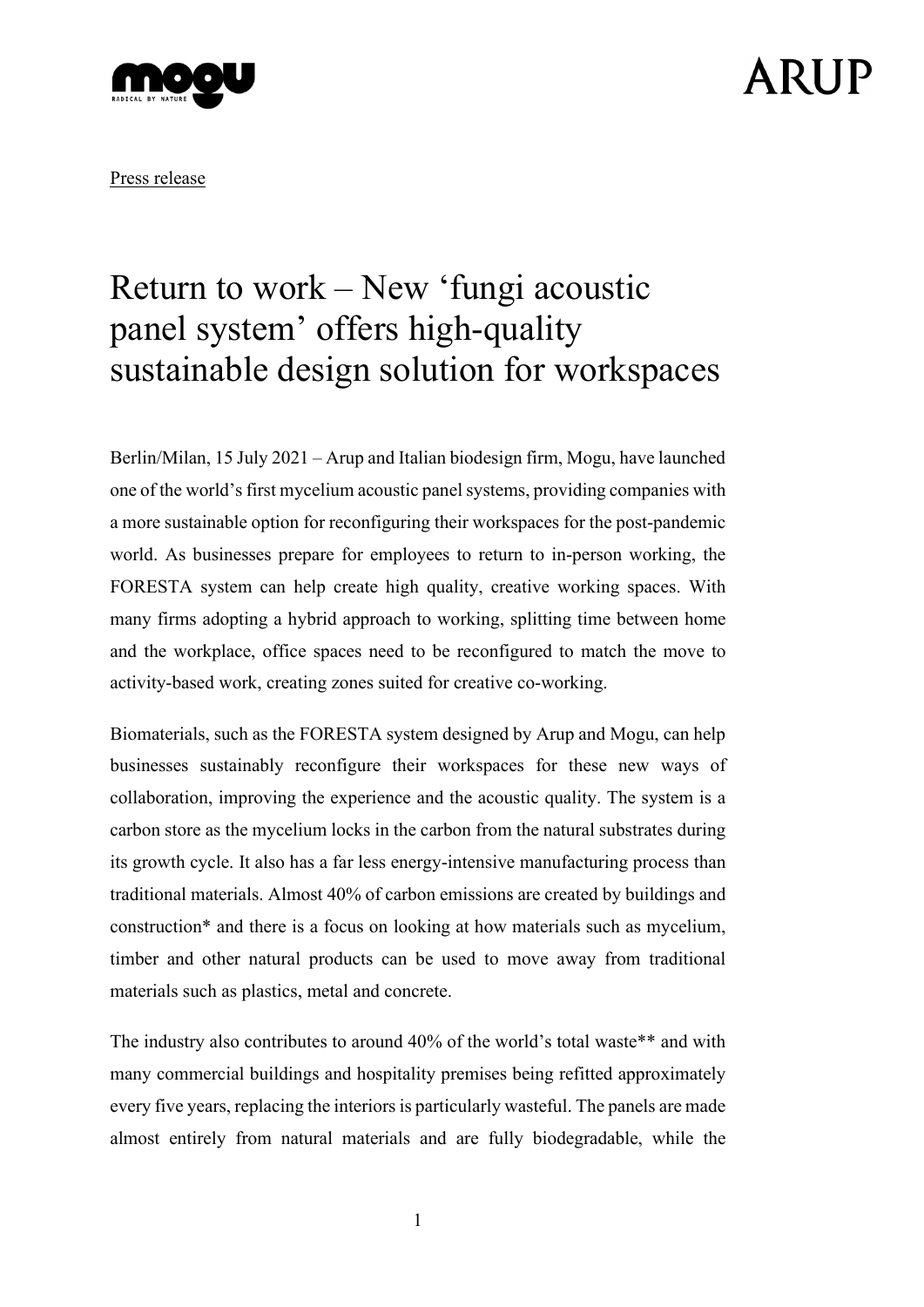Press release

# Return to work – New 'fungi acoustic panel system' offers high-quality sustainable design solution for workspaces

Berlin/Milan, 15 July 2021 – Arup and Italian biodesign firm, Mogu, have launched one of the world's first mycelium acoustic panel systems, providing companies with a more sustainable option for reconfiguring their workspaces for the post-pandemic world. As businesses prepare for employees to return to in-person working, the FORESTA system can help create high quality, creative working spaces. With many firms adopting a hybrid approach to working, splitting time between home and the workplace, office spaces need to be reconfigured to match the move to activity-based work, creating zones suited for creative co-working.

Biomaterials, such as the FORESTA system designed by Arup and Mogu, can help businesses sustainably reconfigure their workspaces for these new ways of collaboration, improving the experience and the acoustic quality. The system is a carbon store as the mycelium locks in the carbon from the natural substrates during its growth cycle. It also has a far less energy-intensive manufacturing process than traditional materials. Almost 40% of carbon emissions are created by buildings and construction* and there is a focus on looking at how materials such as mycelium, timber and other natural products can be used to move away from traditional materials such as plastics, metal and concrete.

The industry also contributes to around 40% of the world's total waste** and with many commercial buildings and hospitality premises being refitted approximately every five years, replacing the interiors is particularly wasteful. The panels are made almost entirely from natural materials and are fully biodegradable, while the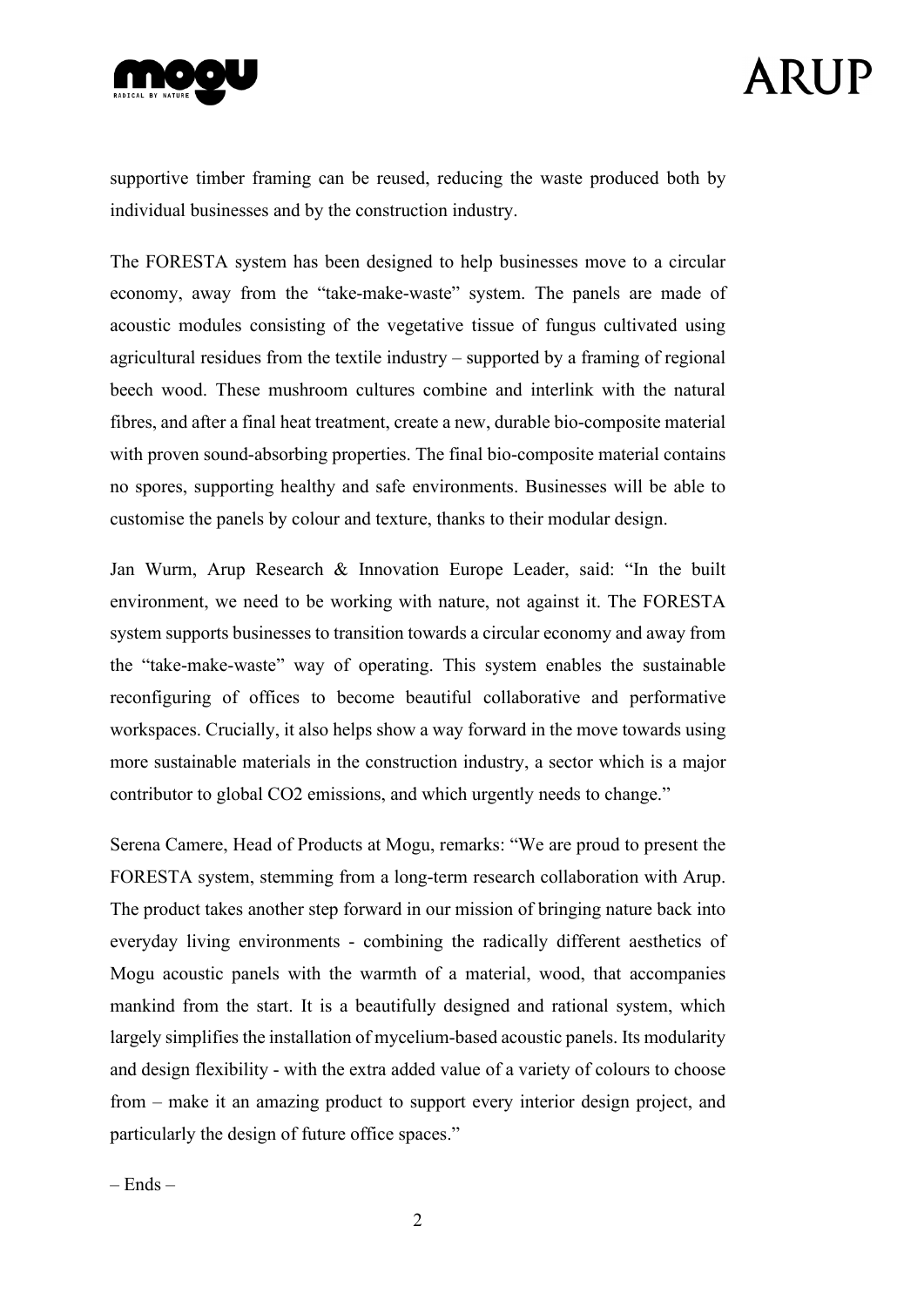supportive timber framing can be reused, reducing the waste produced both by individual businesses and by the construction industry.

The FORESTA system has been designed to help businesses move to a circular economy, away from the "take-make-waste" system. The panels are made of acoustic modules consisting of the vegetative tissue of fungus cultivated using agricultural residues from the textile industry – supported by a framing of regional beech wood. These mushroom cultures combine and interlink with the natural fibres, and after a final heat treatment, create a new, durable bio-composite material with proven sound-absorbing properties. The final bio-composite material contains no spores, supporting healthy and safe environments. Businesses will be able to customise the panels by colour and texture, thanks to their modular design.

Jan Wurm, Arup Research & Innovation Europe Leader, said: "In the built environment, we need to be working with nature, not against it. The FORESTA system supports businesses to transition towards a circular economy and away from the "take-make-waste" way of operating. This system enables the sustainable reconfiguring of offices to become beautiful collaborative and performative workspaces. Crucially, it also helps show a way forward in the move towards using more sustainable materials in the construction industry, a sector which is a major contributor to global $CO_2$ emissions, and which urgently needs to change."

Serena Camere, Head of Products at Mogu, remarks: "We are proud to present the FORESTA system, stemming from a long-term research collaboration with Arup. The product takes another step forward in our mission of bringing nature back into everyday living environments - combining the radically different aesthetics of Mogu acoustic panels with the warmth of a material, wood, that accompanies mankind from the start. It is a beautifully designed and rational system, which largely simplifies the installation of mycelium-based acoustic panels. Its modularity and design flexibility - with the extra added value of a variety of colours to choose from – make it an amazing product to support every interior design project, and particularly the design of future office spaces."

– Ends –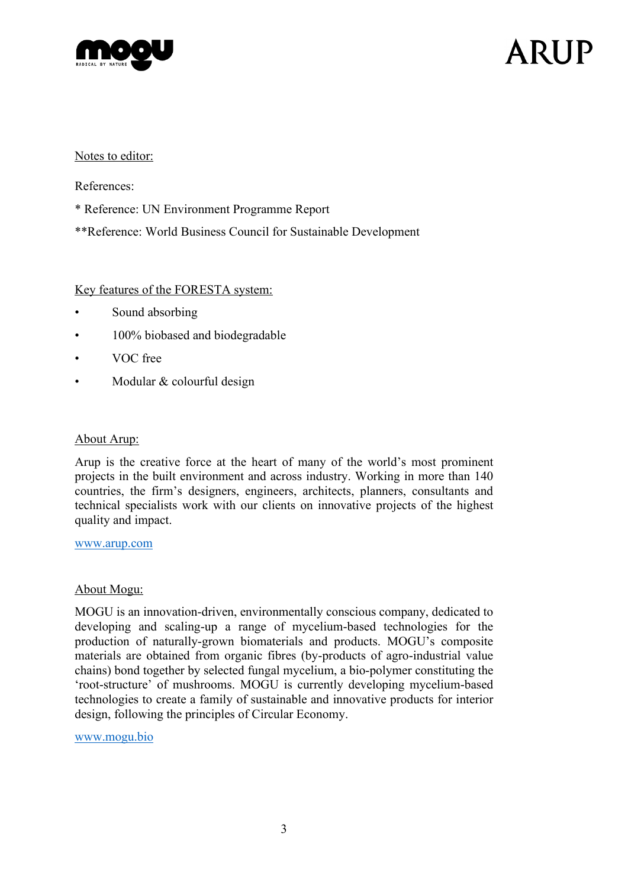Notes to editor:

References:

* Reference: UN Environment Programme Report

**Reference: World Business Council for Sustainable Development

Key features of the FORESTA system:

- Sound absorbing
- 100% biobased and biodegradable
- VOC free
- Modular & colourful design

About Arup:

Arup is the creative force at the heart of many of the world's most prominent projects in the built environment and across industry. Working in more than 140 countries, the firm's designers, engineers, architects, planners, consultants and technical specialists work with our clients on innovative projects of the highest quality and impact.

[www.arup.com](http://www.arup.com)

About Mogu:

MOGU is an innovation-driven, environmentally conscious company, dedicated to developing and scaling-up a range of mycelium-based technologies for the production of naturally-grown biomaterials and products. MOGU's composite materials are obtained from organic fibres (by-products of agro-industrial value chains) bond together by selected fungal mycelium, a bio-polymer constituting the 'root-structure' of mushrooms. MOGU is currently developing mycelium-based technologies to create a family of sustainable and innovative products for interior design, following the principles of Circular Economy.

[www.mogu.bio](http://www.mogu.bio)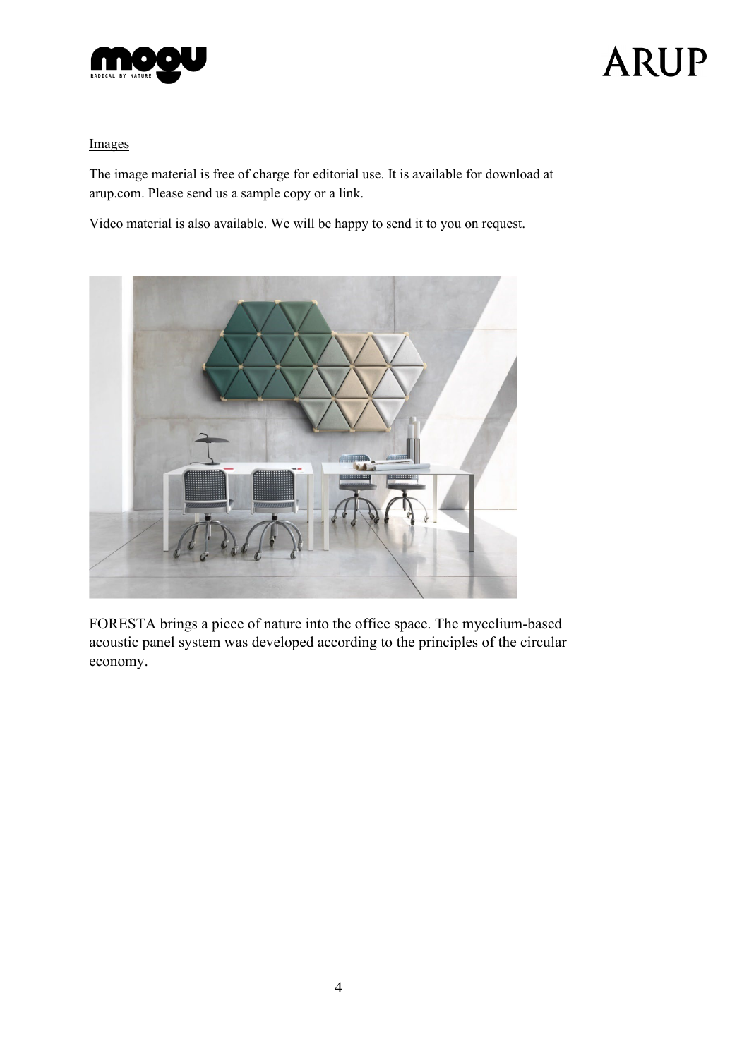Images

The image material is free of charge for editorial use. It is available for download at arup.com. Please send us a sample copy or a link.

Video material is also available. We will be happy to send it to you on request.

FORESTA brings a piece of nature into the office space. The mycelium-based acoustic panel system was developed according to the principles of the circular economy.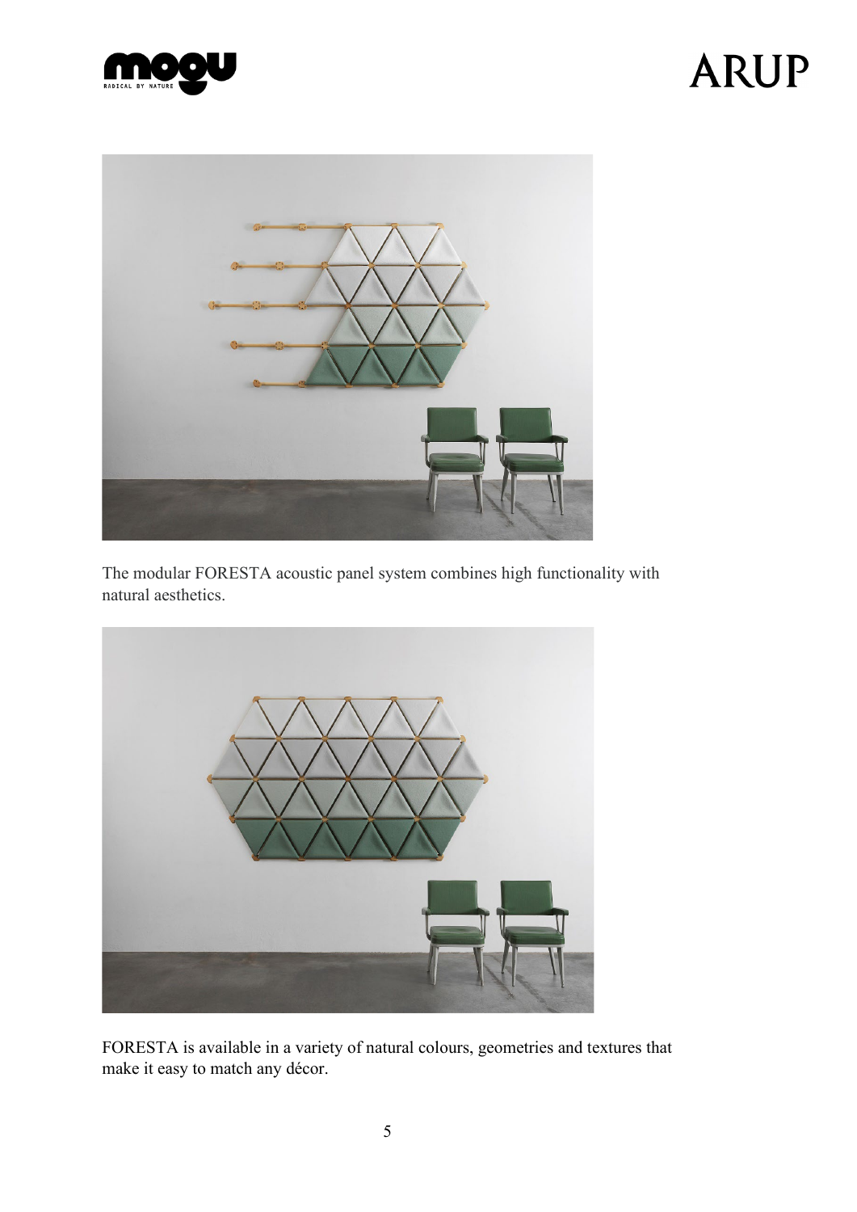The modular FORESTA acoustic panel system combines high functionality with natural aesthetics.

FORESTA is available in a variety of natural colours, geometries and textures that make it easy to match any décor.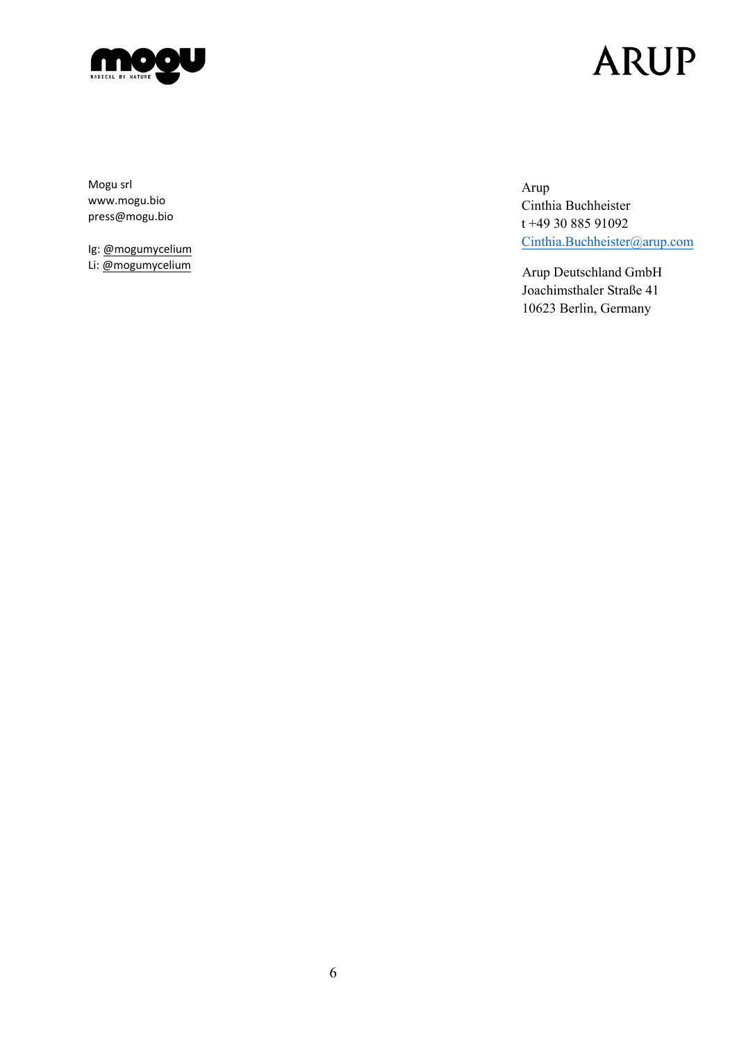Mogu srl
www.mogu.bio
press@mogu.bio

Ig: @mogumycelium
Li: @mogumycelium

Arup
Cinthia Buchheister
t +49 30 885 91092
Cinthia.Buchheister@arup.com

Arup Deutschland GmbH
Joachimsthaler Straße 41
10623 Berlin, Germany